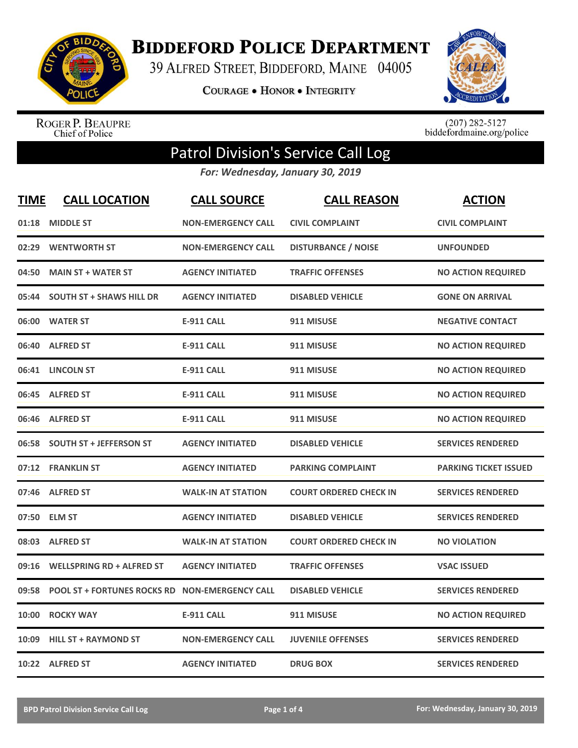# Biddeford Police Department

39 Alfred Street, Biddeford, Maine 04005

Courage • Honor • Integrity

Roger P. Beaupre
Chief of Police

(207) 282-5127
biddefordmaine.org/police

## Patrol Division's Service Call Log

*For: Wednesday, January 30, 2019*

| TIME | CALL LOCATION | CALL SOURCE | CALL REASON | ACTION |
|---|---|---|---|---|
| 01:18 | MIDDLE ST | NON-EMERGENCY CALL | CIVIL COMPLAINT | CIVIL COMPLAINT |
| 02:29 | WENTWORTH ST | NON-EMERGENCY CALL | DISTURBANCE / NOISE | UNFOUNDED |
| 04:50 | MAIN ST + WATER ST | AGENCY INITIATED | TRAFFIC OFFENSES | NO ACTION REQUIRED |
| 05:44 | SOUTH ST + SHAWS HILL DR | AGENCY INITIATED | DISABLED VEHICLE | GONE ON ARRIVAL |
| 06:00 | WATER ST | E-911 CALL | 911 MISUSE | NEGATIVE CONTACT |
| 06:40 | ALFRED ST | E-911 CALL | 911 MISUSE | NO ACTION REQUIRED |
| 06:41 | LINCOLN ST | E-911 CALL | 911 MISUSE | NO ACTION REQUIRED |
| 06:45 | ALFRED ST | E-911 CALL | 911 MISUSE | NO ACTION REQUIRED |
| 06:46 | ALFRED ST | E-911 CALL | 911 MISUSE | NO ACTION REQUIRED |
| 06:58 | SOUTH ST + JEFFERSON ST | AGENCY INITIATED | DISABLED VEHICLE | SERVICES RENDERED |
| 07:12 | FRANKLIN ST | AGENCY INITIATED | PARKING COMPLAINT | PARKING TICKET ISSUED |
| 07:46 | ALFRED ST | WALK-IN AT STATION | COURT ORDERED CHECK IN | SERVICES RENDERED |
| 07:50 | ELM ST | AGENCY INITIATED | DISABLED VEHICLE | SERVICES RENDERED |
| 08:03 | ALFRED ST | WALK-IN AT STATION | COURT ORDERED CHECK IN | NO VIOLATION |
| 09:16 | WELLSPRING RD + ALFRED ST | AGENCY INITIATED | TRAFFIC OFFENSES | VSAC ISSUED |
| 09:58 | POOL ST + FORTUNES ROCKS RD | NON-EMERGENCY CALL | DISABLED VEHICLE | SERVICES RENDERED |
| 10:00 | ROCKY WAY | E-911 CALL | 911 MISUSE | NO ACTION REQUIRED |
| 10:09 | HILL ST + RAYMOND ST | NON-EMERGENCY CALL | JUVENILE OFFENSES | SERVICES RENDERED |
| 10:22 | ALFRED ST | AGENCY INITIATED | DRUG BOX | SERVICES RENDERED |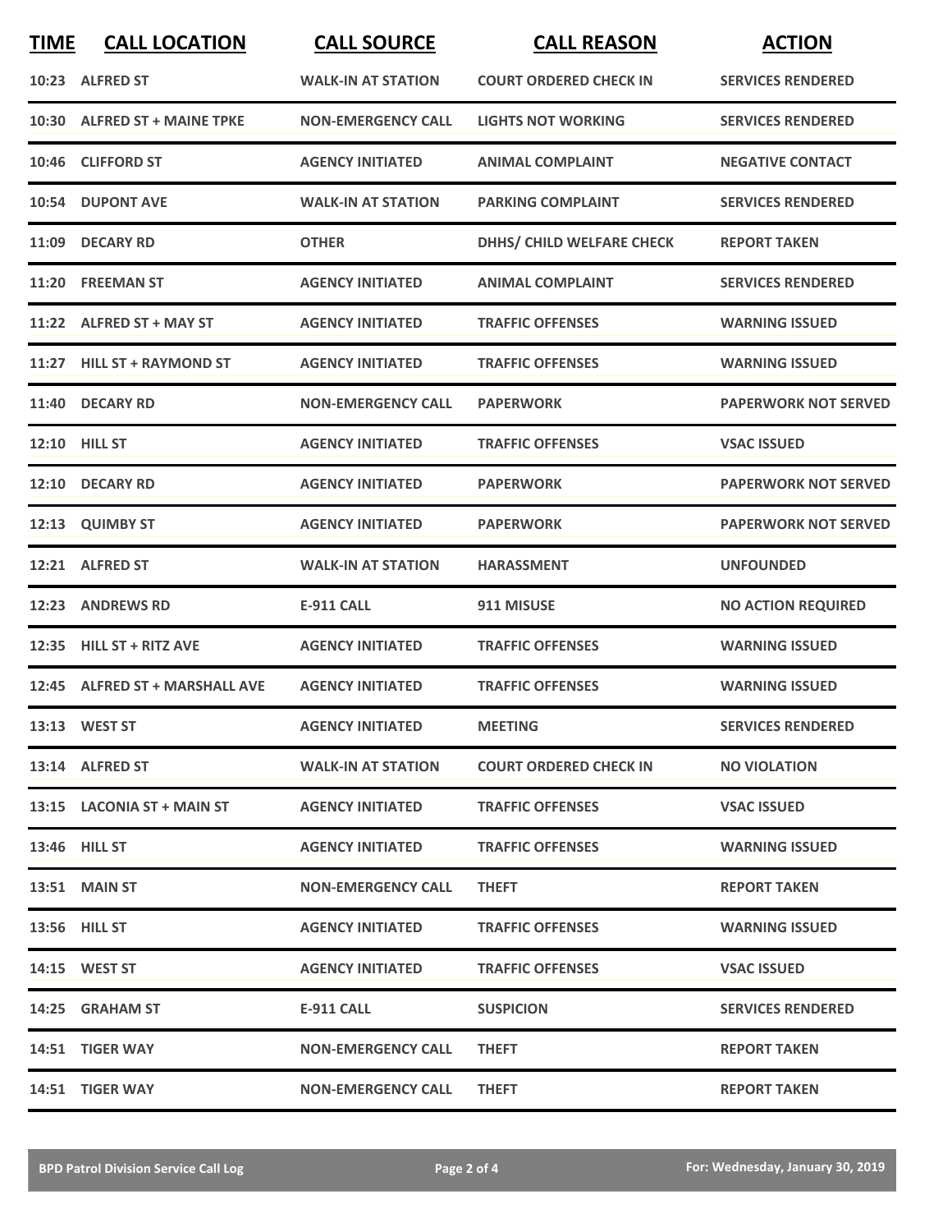| TIME | CALL LOCATION | CALL SOURCE | CALL REASON | ACTION |
|---|---|---|---|---|
| 10:23 | ALFRED ST | WALK-IN AT STATION | COURT ORDERED CHECK IN | SERVICES RENDERED |
| 10:30 | ALFRED ST + MAINE TPKE | NON-EMERGENCY CALL | LIGHTS NOT WORKING | SERVICES RENDERED |
| 10:46 | CLIFFORD ST | AGENCY INITIATED | ANIMAL COMPLAINT | NEGATIVE CONTACT |
| 10:54 | DUPONT AVE | WALK-IN AT STATION | PARKING COMPLAINT | SERVICES RENDERED |
| 11:09 | DECARY RD | OTHER | DHHS/ CHILD WELFARE CHECK | REPORT TAKEN |
| 11:20 | FREEMAN ST | AGENCY INITIATED | ANIMAL COMPLAINT | SERVICES RENDERED |
| 11:22 | ALFRED ST + MAY ST | AGENCY INITIATED | TRAFFIC OFFENSES | WARNING ISSUED |
| 11:27 | HILL ST + RAYMOND ST | AGENCY INITIATED | TRAFFIC OFFENSES | WARNING ISSUED |
| 11:40 | DECARY RD | NON-EMERGENCY CALL | PAPERWORK | PAPERWORK NOT SERVED |
| 12:10 | HILL ST | AGENCY INITIATED | TRAFFIC OFFENSES | VSAC ISSUED |
| 12:10 | DECARY RD | AGENCY INITIATED | PAPERWORK | PAPERWORK NOT SERVED |
| 12:13 | QUIMBY ST | AGENCY INITIATED | PAPERWORK | PAPERWORK NOT SERVED |
| 12:21 | ALFRED ST | WALK-IN AT STATION | HARASSMENT | UNFOUNDED |
| 12:23 | ANDREWS RD | E-911 CALL | 911 MISUSE | NO ACTION REQUIRED |
| 12:35 | HILL ST + RITZ AVE | AGENCY INITIATED | TRAFFIC OFFENSES | WARNING ISSUED |
| 12:45 | ALFRED ST + MARSHALL AVE | AGENCY INITIATED | TRAFFIC OFFENSES | WARNING ISSUED |
| 13:13 | WEST ST | AGENCY INITIATED | MEETING | SERVICES RENDERED |
| 13:14 | ALFRED ST | WALK-IN AT STATION | COURT ORDERED CHECK IN | NO VIOLATION |
| 13:15 | LACONIA ST + MAIN ST | AGENCY INITIATED | TRAFFIC OFFENSES | VSAC ISSUED |
| 13:46 | HILL ST | AGENCY INITIATED | TRAFFIC OFFENSES | WARNING ISSUED |
| 13:51 | MAIN ST | NON-EMERGENCY CALL | THEFT | REPORT TAKEN |
| 13:56 | HILL ST | AGENCY INITIATED | TRAFFIC OFFENSES | WARNING ISSUED |
| 14:15 | WEST ST | AGENCY INITIATED | TRAFFIC OFFENSES | VSAC ISSUED |
| 14:25 | GRAHAM ST | E-911 CALL | SUSPICION | SERVICES RENDERED |
| 14:51 | TIGER WAY | NON-EMERGENCY CALL | THEFT | REPORT TAKEN |
| 14:51 | TIGER WAY | NON-EMERGENCY CALL | THEFT | REPORT TAKEN |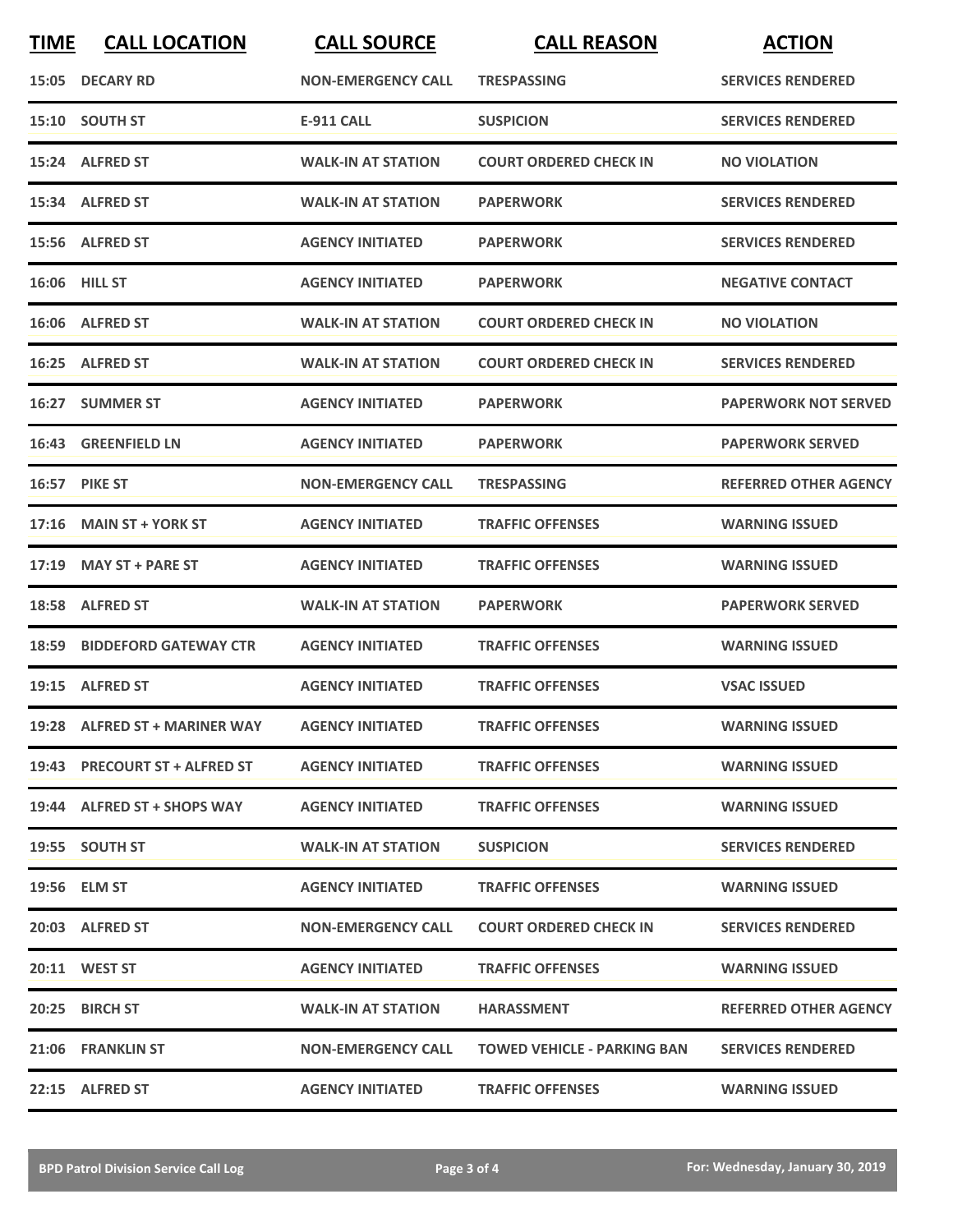| TIME | CALL LOCATION | CALL SOURCE | CALL REASON | ACTION |
|---|---|---|---|---|
| 15:05 | DECARY RD | NON-EMERGENCY CALL | TRESPASSING | SERVICES RENDERED |
| 15:10 | SOUTH ST | E-911 CALL | SUSPICION | SERVICES RENDERED |
| 15:24 | ALFRED ST | WALK-IN AT STATION | COURT ORDERED CHECK IN | NO VIOLATION |
| 15:34 | ALFRED ST | WALK-IN AT STATION | PAPERWORK | SERVICES RENDERED |
| 15:56 | ALFRED ST | AGENCY INITIATED | PAPERWORK | SERVICES RENDERED |
| 16:06 | HILL ST | AGENCY INITIATED | PAPERWORK | NEGATIVE CONTACT |
| 16:06 | ALFRED ST | WALK-IN AT STATION | COURT ORDERED CHECK IN | NO VIOLATION |
| 16:25 | ALFRED ST | WALK-IN AT STATION | COURT ORDERED CHECK IN | SERVICES RENDERED |
| 16:27 | SUMMER ST | AGENCY INITIATED | PAPERWORK | PAPERWORK NOT SERVED |
| 16:43 | GREENFIELD LN | AGENCY INITIATED | PAPERWORK | PAPERWORK SERVED |
| 16:57 | PIKE ST | NON-EMERGENCY CALL | TRESPASSING | REFERRED OTHER AGENCY |
| 17:16 | MAIN ST + YORK ST | AGENCY INITIATED | TRAFFIC OFFENSES | WARNING ISSUED |
| 17:19 | MAY ST + PARE ST | AGENCY INITIATED | TRAFFIC OFFENSES | WARNING ISSUED |
| 18:58 | ALFRED ST | WALK-IN AT STATION | PAPERWORK | PAPERWORK SERVED |
| 18:59 | BIDDEFORD GATEWAY CTR | AGENCY INITIATED | TRAFFIC OFFENSES | WARNING ISSUED |
| 19:15 | ALFRED ST | AGENCY INITIATED | TRAFFIC OFFENSES | VSAC ISSUED |
| 19:28 | ALFRED ST + MARINER WAY | AGENCY INITIATED | TRAFFIC OFFENSES | WARNING ISSUED |
| 19:43 | PRECOURT ST + ALFRED ST | AGENCY INITIATED | TRAFFIC OFFENSES | WARNING ISSUED |
| 19:44 | ALFRED ST + SHOPS WAY | AGENCY INITIATED | TRAFFIC OFFENSES | WARNING ISSUED |
| 19:55 | SOUTH ST | WALK-IN AT STATION | SUSPICION | SERVICES RENDERED |
| 19:56 | ELM ST | AGENCY INITIATED | TRAFFIC OFFENSES | WARNING ISSUED |
| 20:03 | ALFRED ST | NON-EMERGENCY CALL | COURT ORDERED CHECK IN | SERVICES RENDERED |
| 20:11 | WEST ST | AGENCY INITIATED | TRAFFIC OFFENSES | WARNING ISSUED |
| 20:25 | BIRCH ST | WALK-IN AT STATION | HARASSMENT | REFERRED OTHER AGENCY |
| 21:06 | FRANKLIN ST | NON-EMERGENCY CALL | TOWED VEHICLE - PARKING BAN | SERVICES RENDERED |
| 22:15 | ALFRED ST | AGENCY INITIATED | TRAFFIC OFFENSES | WARNING ISSUED |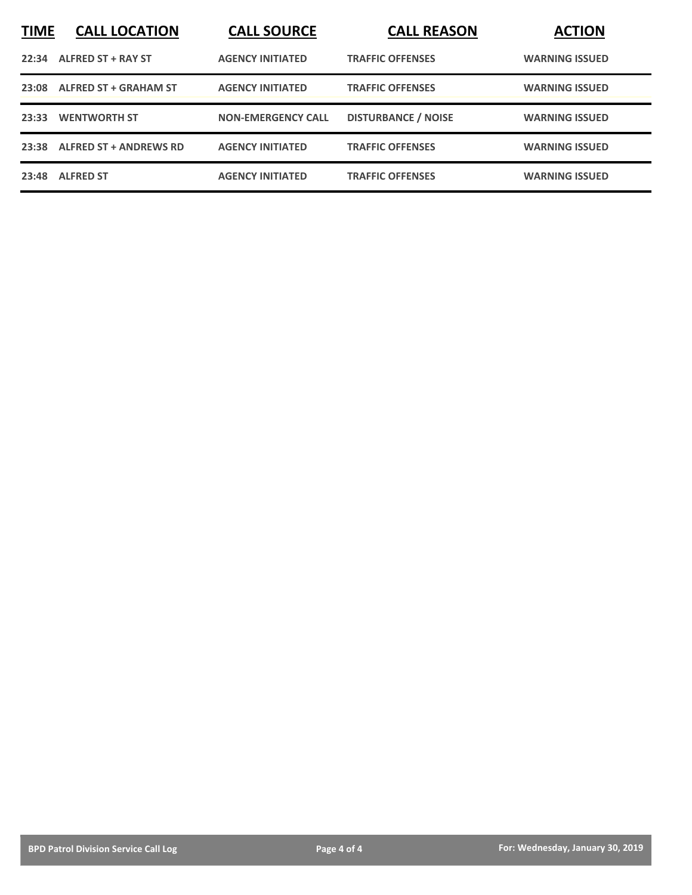| TIME | CALL LOCATION | CALL SOURCE | CALL REASON | ACTION |
| --- | --- | --- | --- | --- |
| 22:34 | ALFRED ST + RAY ST | AGENCY INITIATED | TRAFFIC OFFENSES | WARNING ISSUED |
| 23:08 | ALFRED ST + GRAHAM ST | AGENCY INITIATED | TRAFFIC OFFENSES | WARNING ISSUED |
| 23:33 | WENTWORTH ST | NON-EMERGENCY CALL | DISTURBANCE / NOISE | WARNING ISSUED |
| 23:38 | ALFRED ST + ANDREWS RD | AGENCY INITIATED | TRAFFIC OFFENSES | WARNING ISSUED |
| 23:48 | ALFRED ST | AGENCY INITIATED | TRAFFIC OFFENSES | WARNING ISSUED |